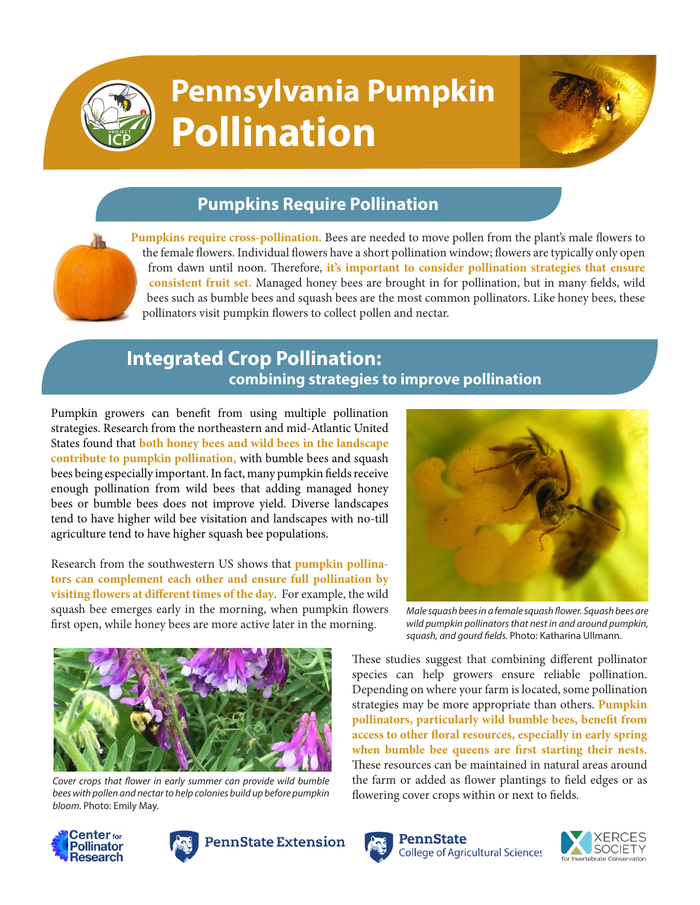# Pennsylvania Pumpkin Pollination

## Pumpkins Require Pollination

**Pumpkins require cross-pollination.** Bees are needed to move pollen from the plant's male flowers to the female flowers. Individual flowers have a short pollination window; flowers are typically only open from dawn until noon. Therefore, **it's important to consider pollination strategies that ensure consistent fruit set.** Managed honey bees are brought in for pollination, but in many fields, wild bees such as bumble bees and squash bees are the most common pollinators. Like honey bees, these pollinators visit pumpkin flowers to collect pollen and nectar.

## Integrated Crop Pollination: combining strategies to improve pollination

Pumpkin growers can benefit from using multiple pollination strategies. Research from the northeastern and mid-Atlantic United States found that **both honey bees and wild bees in the landscape contribute to pumpkin pollination,** with bumble bees and squash bees being especially important. In fact, many pumpkin fields receive enough pollination from wild bees that adding managed honey bees or bumble bees does not improve yield. Diverse landscapes tend to have higher wild bee visitation and landscapes with no-till agriculture tend to have higher squash bee populations.

Research from the southwestern US shows that **pumpkin pollinators can complement each other and ensure full pollination by visiting flowers at different times of the day**. For example, the wild squash bee emerges early in the morning, when pumpkin flowers first open, while honey bees are more active later in the morning.

*Male squash bees in a female squash flower. Squash bees are wild pumpkin pollinators that nest in and around pumpkin, squash, and gourd fields.* Photo: Katharina Ullmann.

These studies suggest that combining different pollinator species can help growers ensure reliable pollination. Depending on where your farm is located, some pollination strategies may be more appropriate than others. **Pumpkin pollinators, particularly wild bumble bees, benefit from access to other floral resources, especially in early spring when bumble bee queens are first starting their nests.** These resources can be maintained in natural areas around the farm or added as flower plantings to field edges or as flowering cover crops within or next to fields.

*Cover crops that flower in early summer can provide wild bumble bees with pollen and nectar to help colonies build up before pumpkin bloom.* Photo: Emily May.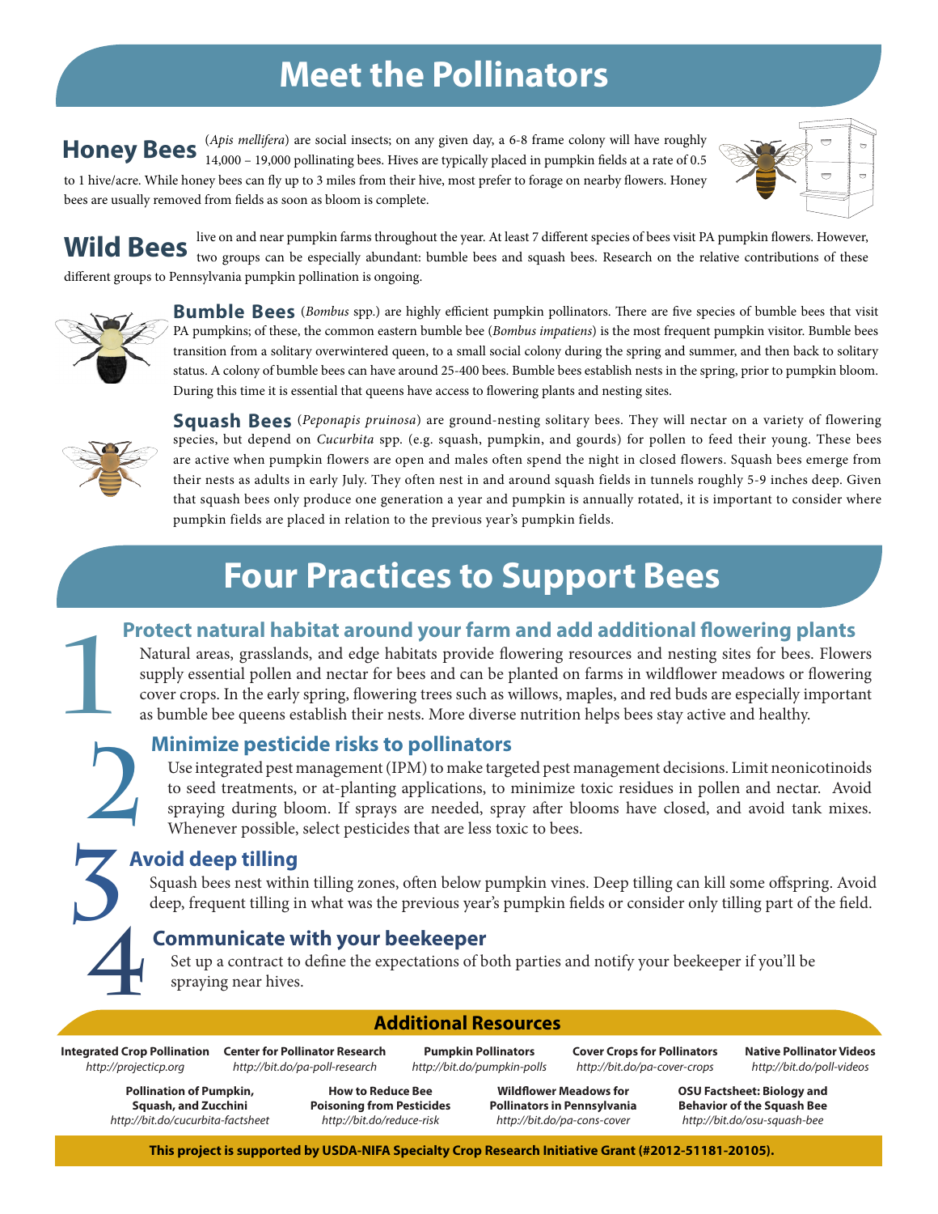# Meet the Pollinators

**Honey Bees** (*Apis mellifera*) are social insects; on any given day, a 6-8 frame colony will have roughly 14,000 – 19,000 pollinating bees. Hives are typically placed in pumpkin fields at a rate of 0.5 to 1 hive/acre. While honey bees can fly up to 3 miles from their hive, most prefer to forage on nearby flowers. Honey bees are usually removed from fields as soon as bloom is complete.

**Wild Bees** live on and near pumpkin farms throughout the year. At least 7 different species of bees visit PA pumpkin flowers. However, two groups can be especially abundant: bumble bees and squash bees. Research on the relative contributions of these different groups to Pennsylvania pumpkin pollination is ongoing.

**Bumble Bees** (*Bombus* spp.) are highly efficient pumpkin pollinators. There are five species of bumble bees that visit PA pumpkins; of these, the common eastern bumble bee (*Bombus impatiens*) is the most frequent pumpkin visitor. Bumble bees transition from a solitary overwintered queen, to a small social colony during the spring and summer, and then back to solitary status. A colony of bumble bees can have around 25-400 bees. Bumble bees establish nests in the spring, prior to pumpkin bloom. During this time it is essential that queens have access to flowering plants and nesting sites.

**Squash Bees** (*Peponapis pruinosa*) are ground-nesting solitary bees. They will nectar on a variety of flowering species, but depend on *Cucurbita* spp. (e.g. squash, pumpkin, and gourds) for pollen to feed their young. These bees are active when pumpkin flowers are open and males often spend the night in closed flowers. Squash bees emerge from their nests as adults in early July. They often nest in and around squash fields in tunnels roughly 5-9 inches deep. Given that squash bees only produce one generation a year and pumpkin is annually rotated, it is important to consider where pumpkin fields are placed in relation to the previous year's pumpkin fields.

# Four Practices to Support Bees

## 1 Protect natural habitat around your farm and add additional flowering plants

Natural areas, grasslands, and edge habitats provide flowering resources and nesting sites for bees. Flowers supply essential pollen and nectar for bees and can be planted on farms in wildflower meadows or flowering cover crops. In the early spring, flowering trees such as willows, maples, and red buds are especially important as bumble bee queens establish their nests. More diverse nutrition helps bees stay active and healthy.

## 2 Minimize pesticide risks to pollinators

Use integrated pest management (IPM) to make targeted pest management decisions. Limit neonicotinoids to seed treatments, or at-planting applications, to minimize toxic residues in pollen and nectar. Avoid spraying during bloom. If sprays are needed, spray after blooms have closed, and avoid tank mixes. Whenever possible, select pesticides that are less toxic to bees.

## 3 Avoid deep tilling

Squash bees nest within tilling zones, often below pumpkin vines. Deep tilling can kill some offspring. Avoid deep, frequent tilling in what was the previous year's pumpkin fields or consider only tilling part of the field.

## 4 Communicate with your beekeeper

Set up a contract to define the expectations of both parties and notify your beekeeper if you'll be spraying near hives.

## Additional Resources

**Integrated Crop Pollination**
*http://projecticp.org*

**Center for Pollinator Research**
*http://bit.do/pa-poll-research*

**Pumpkin Pollinators**
*http://bit.do/pumpkin-polls*

**Cover Crops for Pollinators**
*http://bit.do/pa-cover-crops*

**Native Pollinator Videos**
*http://bit.do/poll-videos*

**Pollination of Pumpkin, Squash, and Zucchini**
*http://bit.do/cucurbita-factsheet*

**How to Reduce Bee Poisoning from Pesticides**
*http://bit.do/reduce-risk*

**Wildflower Meadows for Pollinators in Pennsylvania**
*http://bit.do/pa-cons-cover*

**OSU Factsheet: Biology and Behavior of the Squash Bee**
*http://bit.do/osu-squash-bee*

**This project is supported by USDA-NIFA Specialty Crop Research Initiative Grant (#2012-51181-20105).**